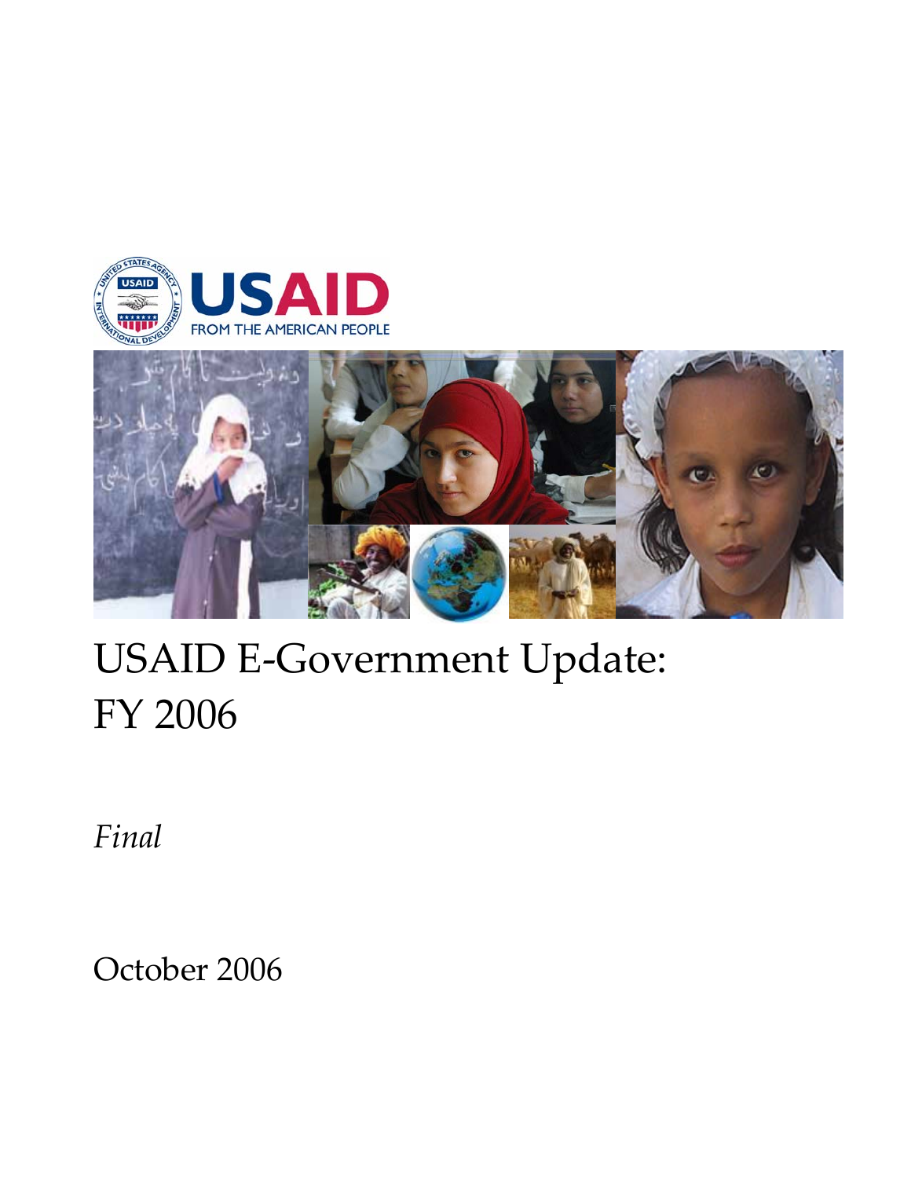USAID FROM THE AMERICAN PEOPLE

# USAID E-Government Update: FY 2006

*Final*

October 2006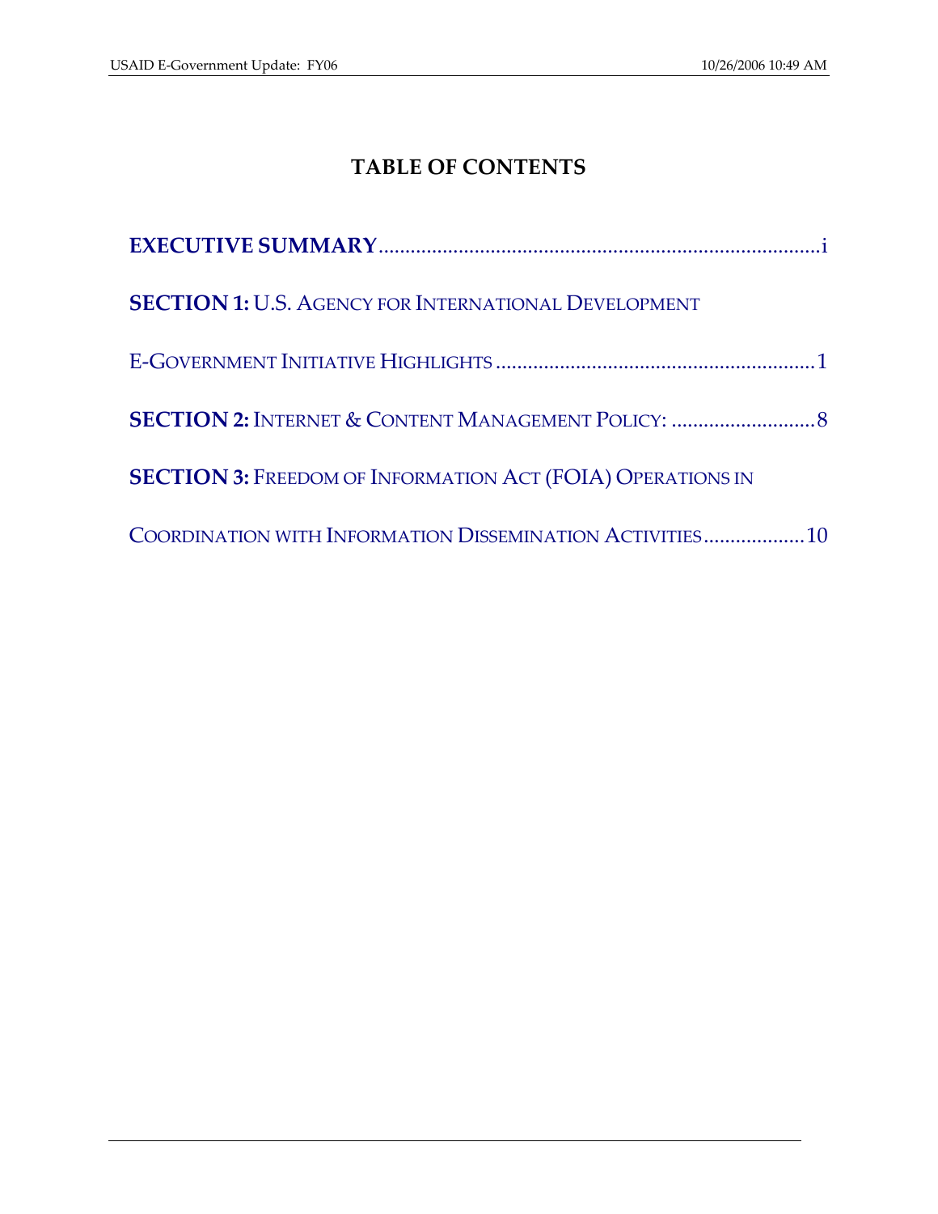# TABLE OF CONTENTS

**EXECUTIVE SUMMARY**..................................................................................i

**SECTION 1:** U.S. AGENCY FOR INTERNATIONAL DEVELOPMENT E-GOVERNMENT INITIATIVE HIGHLIGHTS ..........................................................1

**SECTION 2:** INTERNET & CONTENT MANAGEMENT POLICY: ...........................8

**SECTION 3:** FREEDOM OF INFORMATION ACT (FOIA) OPERATIONS IN COORDINATION WITH INFORMATION DISSEMINATION ACTIVITIES...................10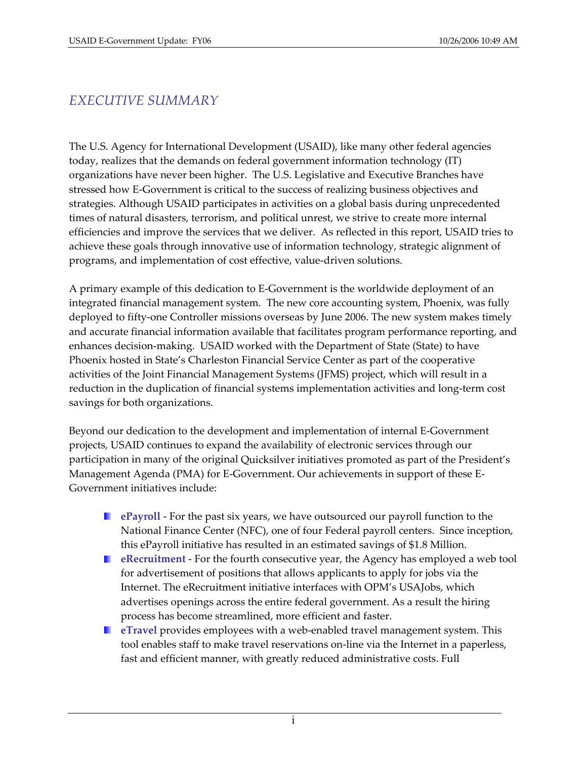## *EXECUTIVE SUMMARY*

The U.S. Agency for International Development (USAID), like many other federal agencies today, realizes that the demands on federal government information technology (IT) organizations have never been higher. The U.S. Legislative and Executive Branches have stressed how E-Government is critical to the success of realizing business objectives and strategies. Although USAID participates in activities on a global basis during unprecedented times of natural disasters, terrorism, and political unrest, we strive to create more internal efficiencies and improve the services that we deliver. As reflected in this report, USAID tries to achieve these goals through innovative use of information technology, strategic alignment of programs, and implementation of cost effective, value-driven solutions.

A primary example of this dedication to E-Government is the worldwide deployment of an integrated financial management system. The new core accounting system, Phoenix, was fully deployed to fifty-one Controller missions overseas by June 2006. The new system makes timely and accurate financial information available that facilitates program performance reporting, and enhances decision-making. USAID worked with the Department of State (State) to have Phoenix hosted in State's Charleston Financial Service Center as part of the cooperative activities of the Joint Financial Management Systems (JFMS) project, which will result in a reduction in the duplication of financial systems implementation activities and long-term cost savings for both organizations.

Beyond our dedication to the development and implementation of internal E-Government projects, USAID continues to expand the availability of electronic services through our participation in many of the original Quicksilver initiatives promoted as part of the President's Management Agenda (PMA) for E-Government. Our achievements in support of these E-Government initiatives include:

- **ePayroll** - For the past six years, we have outsourced our payroll function to the National Finance Center (NFC), one of four Federal payroll centers. Since inception, this ePayroll initiative has resulted in an estimated savings of $1.8 Million.
- **eRecruitment** - For the fourth consecutive year, the Agency has employed a web tool for advertisement of positions that allows applicants to apply for jobs via the Internet. The eRecruitment initiative interfaces with OPM's USAJobs, which advertises openings across the entire federal government. As a result the hiring process has become streamlined, more efficient and faster.
- **eTravel** provides employees with a web-enabled travel management system. This tool enables staff to make travel reservations on-line via the Internet in a paperless, fast and efficient manner, with greatly reduced administrative costs. Full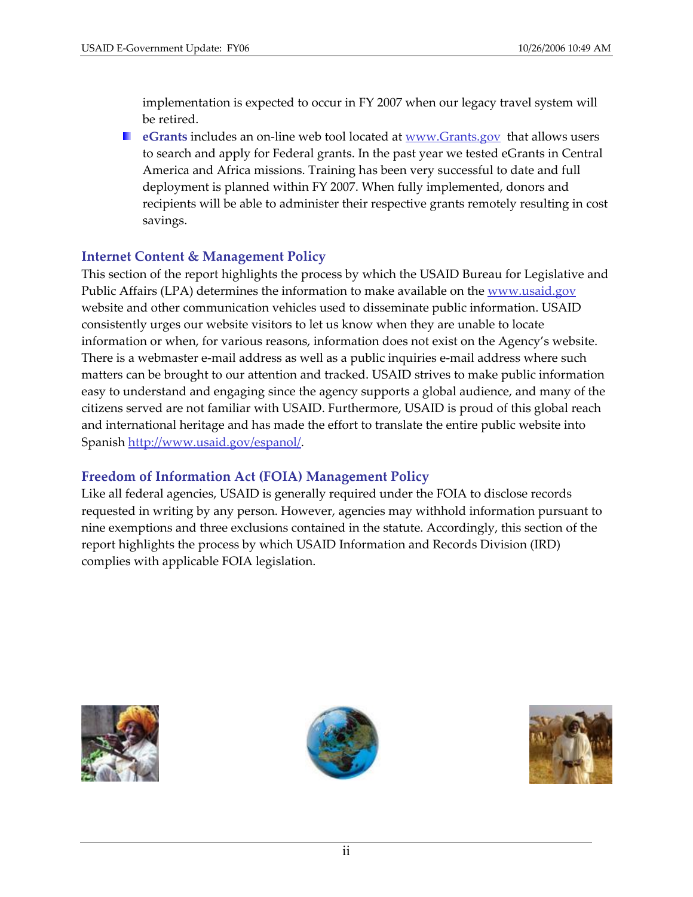implementation is expected to occur in FY 2007 when our legacy travel system will be retired.

- **eGrants** includes an on-line web tool located at www.Grants.gov that allows users to search and apply for Federal grants. In the past year we tested eGrants in Central America and Africa missions. Training has been very successful to date and full deployment is planned within FY 2007. When fully implemented, donors and recipients will be able to administer their respective grants remotely resulting in cost savings.

### Internet Content & Management Policy

This section of the report highlights the process by which the USAID Bureau for Legislative and Public Affairs (LPA) determines the information to make available on the www.usaid.gov website and other communication vehicles used to disseminate public information. USAID consistently urges our website visitors to let us know when they are unable to locate information or when, for various reasons, information does not exist on the Agency's website. There is a webmaster e-mail address as well as a public inquiries e-mail address where such matters can be brought to our attention and tracked. USAID strives to make public information easy to understand and engaging since the agency supports a global audience, and many of the citizens served are not familiar with USAID. Furthermore, USAID is proud of this global reach and international heritage and has made the effort to translate the entire public website into Spanish http://www.usaid.gov/espanol/.

### Freedom of Information Act (FOIA) Management Policy

Like all federal agencies, USAID is generally required under the FOIA to disclose records requested in writing by any person. However, agencies may withhold information pursuant to nine exemptions and three exclusions contained in the statute. Accordingly, this section of the report highlights the process by which USAID Information and Records Division (IRD) complies with applicable FOIA legislation.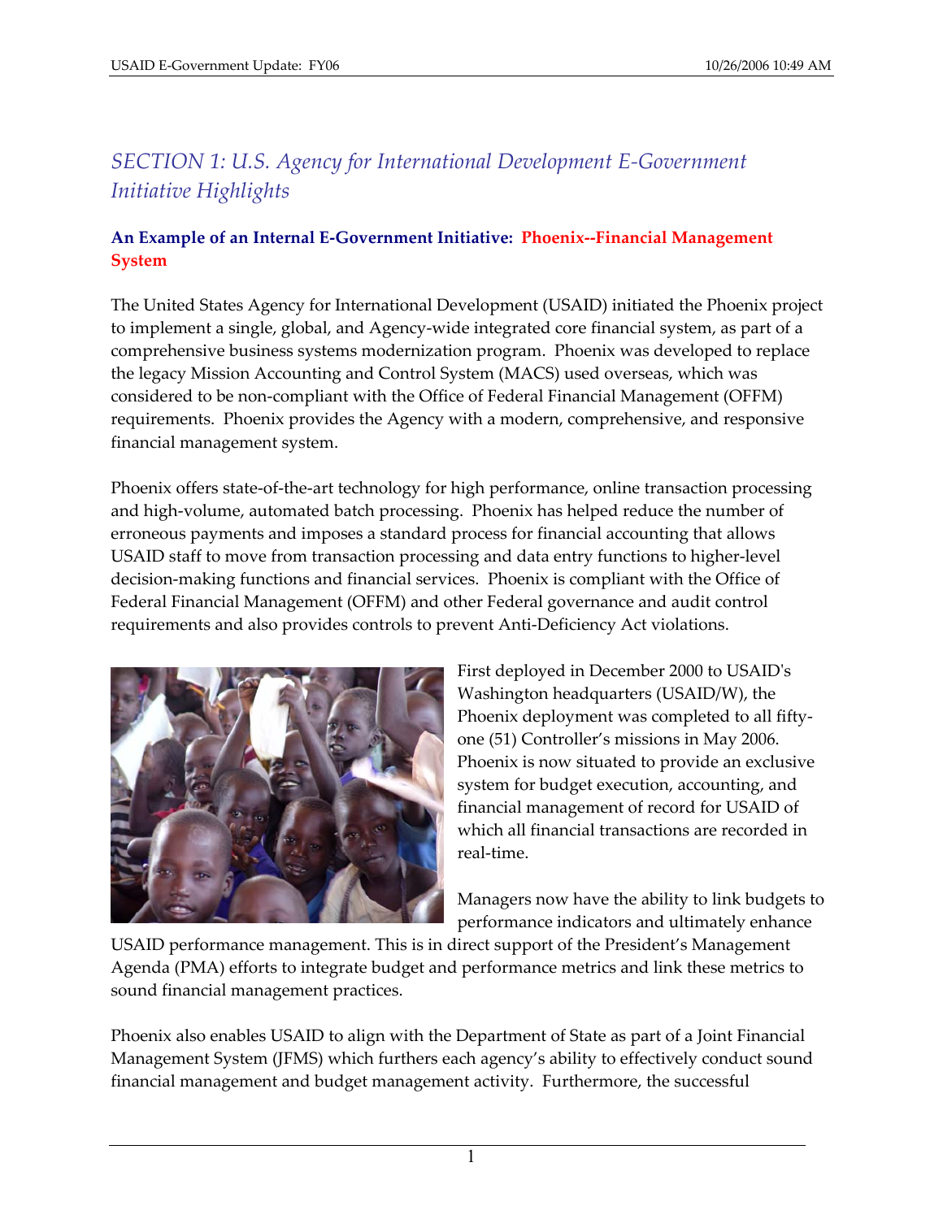# SECTION 1: U.S. Agency for International Development E-Government Initiative Highlights

### An Example of an Internal E-Government Initiative: Phoenix--Financial Management System

The United States Agency for International Development (USAID) initiated the Phoenix project to implement a single, global, and Agency-wide integrated core financial system, as part of a comprehensive business systems modernization program. Phoenix was developed to replace the legacy Mission Accounting and Control System (MACS) used overseas, which was considered to be non-compliant with the Office of Federal Financial Management (OFFM) requirements. Phoenix provides the Agency with a modern, comprehensive, and responsive financial management system.

Phoenix offers state-of-the-art technology for high performance, online transaction processing and high-volume, automated batch processing. Phoenix has helped reduce the number of erroneous payments and imposes a standard process for financial accounting that allows USAID staff to move from transaction processing and data entry functions to higher-level decision-making functions and financial services. Phoenix is compliant with the Office of Federal Financial Management (OFFM) and other Federal governance and audit control requirements and also provides controls to prevent Anti-Deficiency Act violations.

First deployed in December 2000 to USAID's Washington headquarters (USAID/W), the Phoenix deployment was completed to all fifty-one (51) Controller's missions in May 2006. Phoenix is now situated to provide an exclusive system for budget execution, accounting, and financial management of record for USAID of which all financial transactions are recorded in real-time.

Managers now have the ability to link budgets to performance indicators and ultimately enhance USAID performance management. This is in direct support of the President's Management Agenda (PMA) efforts to integrate budget and performance metrics and link these metrics to sound financial management practices.

Phoenix also enables USAID to align with the Department of State as part of a Joint Financial Management System (JFMS) which furthers each agency's ability to effectively conduct sound financial management and budget management activity. Furthermore, the successful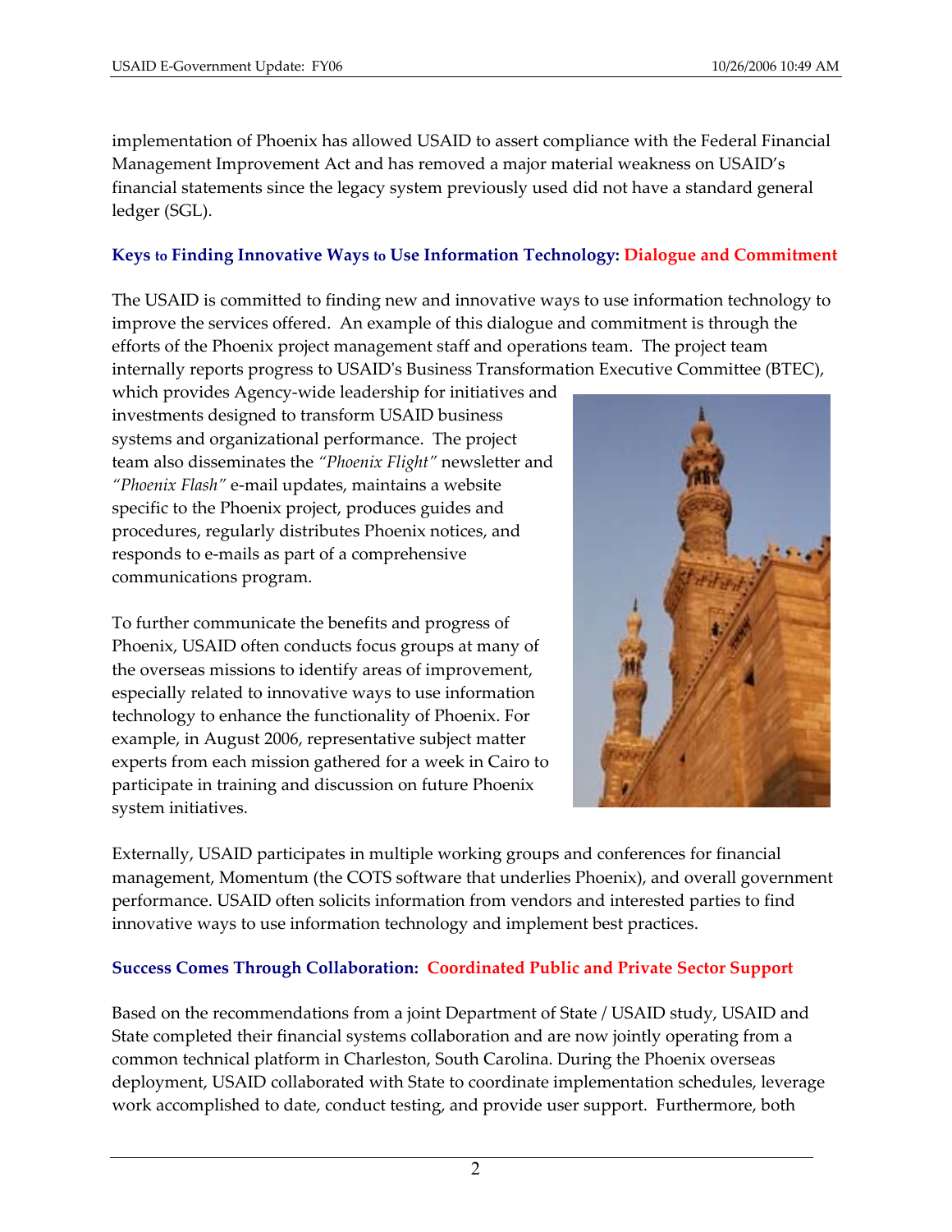implementation of Phoenix has allowed USAID to assert compliance with the Federal Financial Management Improvement Act and has removed a major material weakness on USAID's financial statements since the legacy system previously used did not have a standard general ledger (SGL).

### Keys to Finding Innovative Ways to Use Information Technology: Dialogue and Commitment

The USAID is committed to finding new and innovative ways to use information technology to improve the services offered. An example of this dialogue and commitment is through the efforts of the Phoenix project management staff and operations team. The project team internally reports progress to USAID's Business Transformation Executive Committee (BTEC), which provides Agency-wide leadership for initiatives and investments designed to transform USAID business systems and organizational performance. The project team also disseminates the *"Phoenix Flight"* newsletter and *"Phoenix Flash"* e-mail updates, maintains a website specific to the Phoenix project, produces guides and procedures, regularly distributes Phoenix notices, and responds to e-mails as part of a comprehensive communications program.

To further communicate the benefits and progress of Phoenix, USAID often conducts focus groups at many of the overseas missions to identify areas of improvement, especially related to innovative ways to use information technology to enhance the functionality of Phoenix. For example, in August 2006, representative subject matter experts from each mission gathered for a week in Cairo to participate in training and discussion on future Phoenix system initiatives.

Externally, USAID participates in multiple working groups and conferences for financial management, Momentum (the COTS software that underlies Phoenix), and overall government performance. USAID often solicits information from vendors and interested parties to find innovative ways to use information technology and implement best practices.

### Success Comes Through Collaboration: Coordinated Public and Private Sector Support

Based on the recommendations from a joint Department of State / USAID study, USAID and State completed their financial systems collaboration and are now jointly operating from a common technical platform in Charleston, South Carolina. During the Phoenix overseas deployment, USAID collaborated with State to coordinate implementation schedules, leverage work accomplished to date, conduct testing, and provide user support. Furthermore, both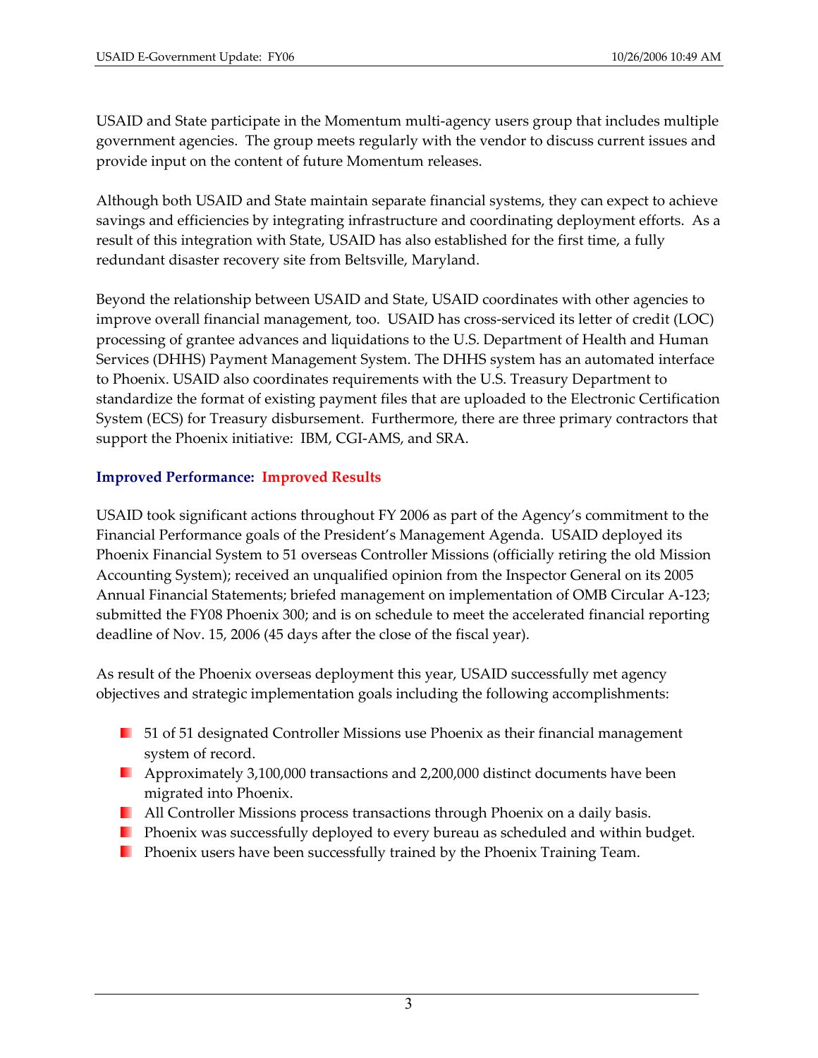USAID and State participate in the Momentum multi-agency users group that includes multiple government agencies. The group meets regularly with the vendor to discuss current issues and provide input on the content of future Momentum releases.

Although both USAID and State maintain separate financial systems, they can expect to achieve savings and efficiencies by integrating infrastructure and coordinating deployment efforts. As a result of this integration with State, USAID has also established for the first time, a fully redundant disaster recovery site from Beltsville, Maryland.

Beyond the relationship between USAID and State, USAID coordinates with other agencies to improve overall financial management, too. USAID has cross-serviced its letter of credit (LOC) processing of grantee advances and liquidations to the U.S. Department of Health and Human Services (DHHS) Payment Management System. The DHHS system has an automated interface to Phoenix. USAID also coordinates requirements with the U.S. Treasury Department to standardize the format of existing payment files that are uploaded to the Electronic Certification System (ECS) for Treasury disbursement. Furthermore, there are three primary contractors that support the Phoenix initiative: IBM, CGI-AMS, and SRA.

### Improved Performance: Improved Results

USAID took significant actions throughout FY 2006 as part of the Agency's commitment to the Financial Performance goals of the President's Management Agenda. USAID deployed its Phoenix Financial System to 51 overseas Controller Missions (officially retiring the old Mission Accounting System); received an unqualified opinion from the Inspector General on its 2005 Annual Financial Statements; briefed management on implementation of OMB Circular A-123; submitted the FY08 Phoenix 300; and is on schedule to meet the accelerated financial reporting deadline of Nov. 15, 2006 (45 days after the close of the fiscal year).

As result of the Phoenix overseas deployment this year, USAID successfully met agency objectives and strategic implementation goals including the following accomplishments:

- 51 of 51 designated Controller Missions use Phoenix as their financial management system of record.
- Approximately 3,100,000 transactions and 2,200,000 distinct documents have been migrated into Phoenix.
- All Controller Missions process transactions through Phoenix on a daily basis.
- Phoenix was successfully deployed to every bureau as scheduled and within budget.
- Phoenix users have been successfully trained by the Phoenix Training Team.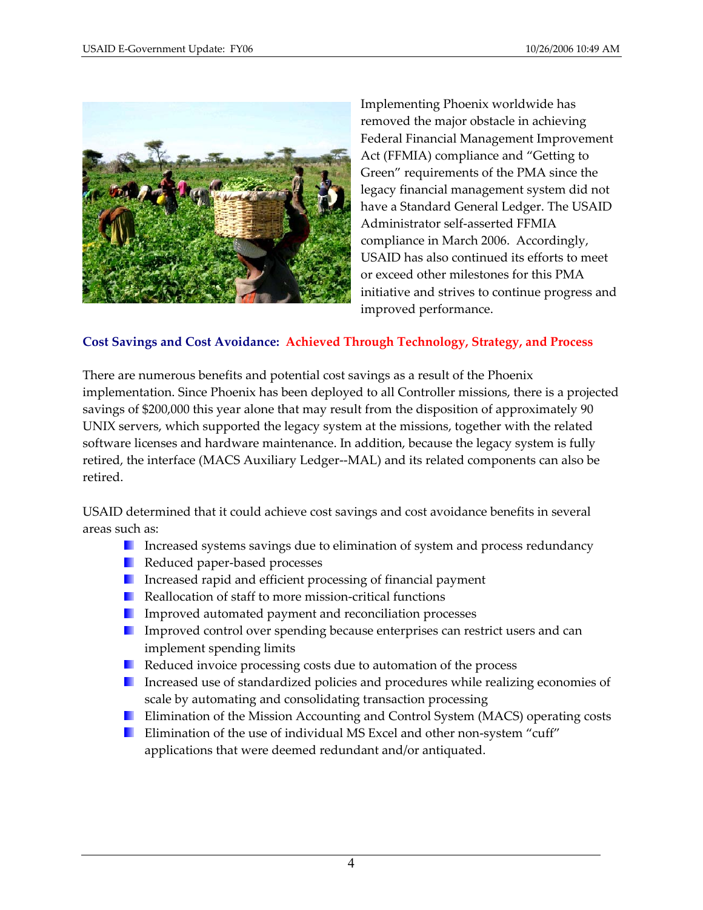Implementing Phoenix worldwide has removed the major obstacle in achieving Federal Financial Management Improvement Act (FFMIA) compliance and "Getting to Green" requirements of the PMA since the legacy financial management system did not have a Standard General Ledger. The USAID Administrator self-asserted FFMIA compliance in March 2006. Accordingly, USAID has also continued its efforts to meet or exceed other milestones for this PMA initiative and strives to continue progress and improved performance.

### Cost Savings and Cost Avoidance: Achieved Through Technology, Strategy, and Process

There are numerous benefits and potential cost savings as a result of the Phoenix implementation. Since Phoenix has been deployed to all Controller missions, there is a projected savings of $200,000 this year alone that may result from the disposition of approximately 90 UNIX servers, which supported the legacy system at the missions, together with the related software licenses and hardware maintenance. In addition, because the legacy system is fully retired, the interface (MACS Auxiliary Ledger--MAL) and its related components can also be retired.

USAID determined that it could achieve cost savings and cost avoidance benefits in several areas such as:

- Increased systems savings due to elimination of system and process redundancy
- Reduced paper-based processes
- Increased rapid and efficient processing of financial payment
- Reallocation of staff to more mission-critical functions
- Improved automated payment and reconciliation processes
- Improved control over spending because enterprises can restrict users and can implement spending limits
- Reduced invoice processing costs due to automation of the process
- Increased use of standardized policies and procedures while realizing economies of scale by automating and consolidating transaction processing
- Elimination of the Mission Accounting and Control System (MACS) operating costs
- Elimination of the use of individual MS Excel and other non-system "cuff" applications that were deemed redundant and/or antiquated.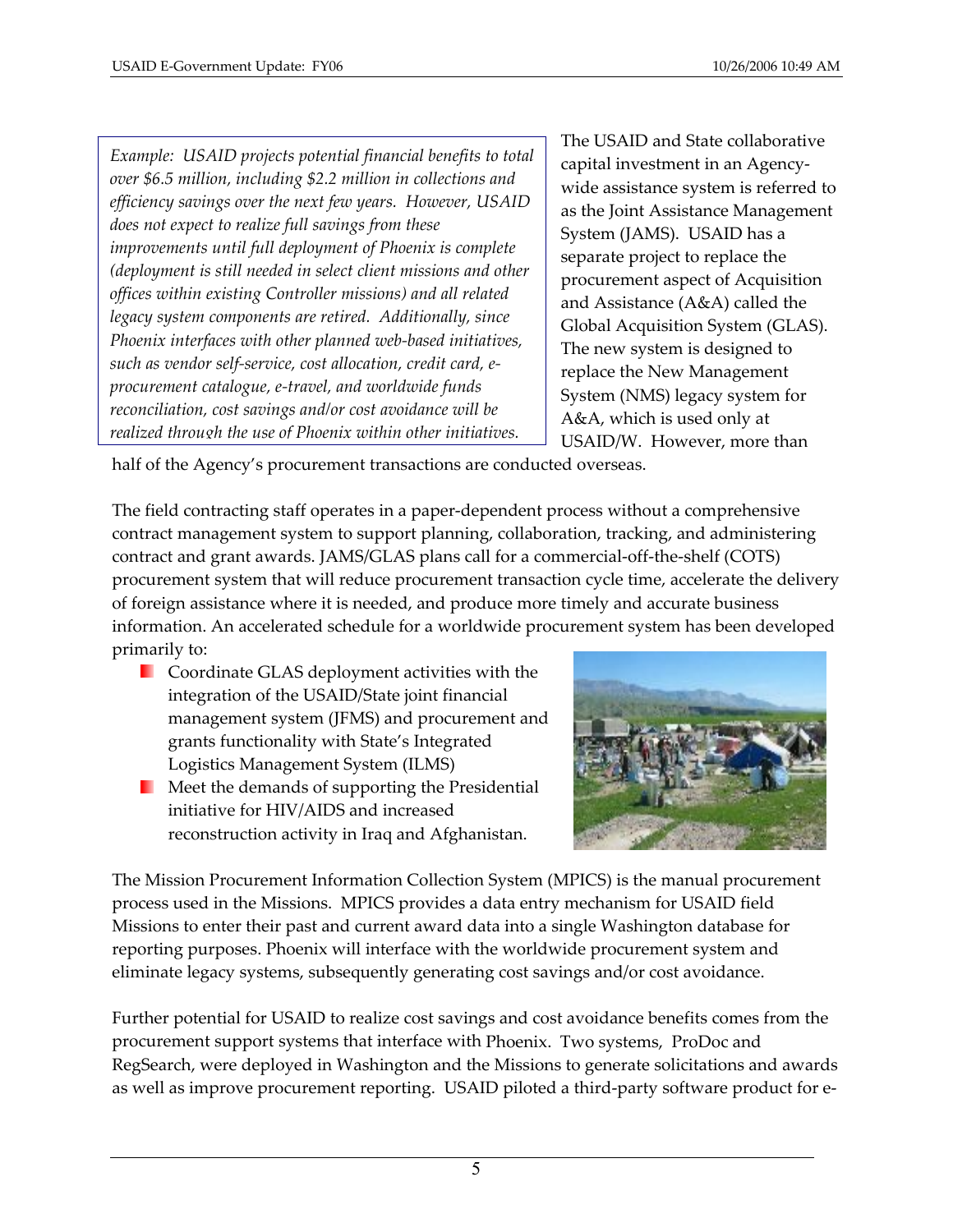*Example: USAID projects potential financial benefits to total over $6.5 million, including $2.2 million in collections and efficiency savings over the next few years. However, USAID does not expect to realize full savings from these improvements until full deployment of Phoenix is complete (deployment is still needed in select client missions and other offices within existing Controller missions) and all related legacy system components are retired. Additionally, since Phoenix interfaces with other planned web-based initiatives, such as vendor self-service, cost allocation, credit card, e-procurement catalogue, e-travel, and worldwide funds reconciliation, cost savings and/or cost avoidance will be realized through the use of Phoenix within other initiatives.*

The USAID and State collaborative capital investment in an Agency-wide assistance system is referred to as the Joint Assistance Management System (JAMS). USAID has a separate project to replace the procurement aspect of Acquisition and Assistance (A&A) called the Global Acquisition System (GLAS). The new system is designed to replace the New Management System (NMS) legacy system for A&A, which is used only at USAID/W. However, more than half of the Agency's procurement transactions are conducted overseas.

The field contracting staff operates in a paper-dependent process without a comprehensive contract management system to support planning, collaboration, tracking, and administering contract and grant awards. JAMS/GLAS plans call for a commercial-off-the-shelf (COTS) procurement system that will reduce procurement transaction cycle time, accelerate the delivery of foreign assistance where it is needed, and produce more timely and accurate business information. An accelerated schedule for a worldwide procurement system has been developed primarily to:

- Coordinate GLAS deployment activities with the integration of the USAID/State joint financial management system (JFMS) and procurement and grants functionality with State's Integrated Logistics Management System (ILMS)
- Meet the demands of supporting the Presidential initiative for HIV/AIDS and increased reconstruction activity in Iraq and Afghanistan.

The Mission Procurement Information Collection System (MPICS) is the manual procurement process used in the Missions. MPICS provides a data entry mechanism for USAID field Missions to enter their past and current award data into a single Washington database for reporting purposes. Phoenix will interface with the worldwide procurement system and eliminate legacy systems, subsequently generating cost savings and/or cost avoidance.

Further potential for USAID to realize cost savings and cost avoidance benefits comes from the procurement support systems that interface with Phoenix. Two systems, ProDoc and RegSearch, were deployed in Washington and the Missions to generate solicitations and awards as well as improve procurement reporting. USAID piloted a third-party software product for e-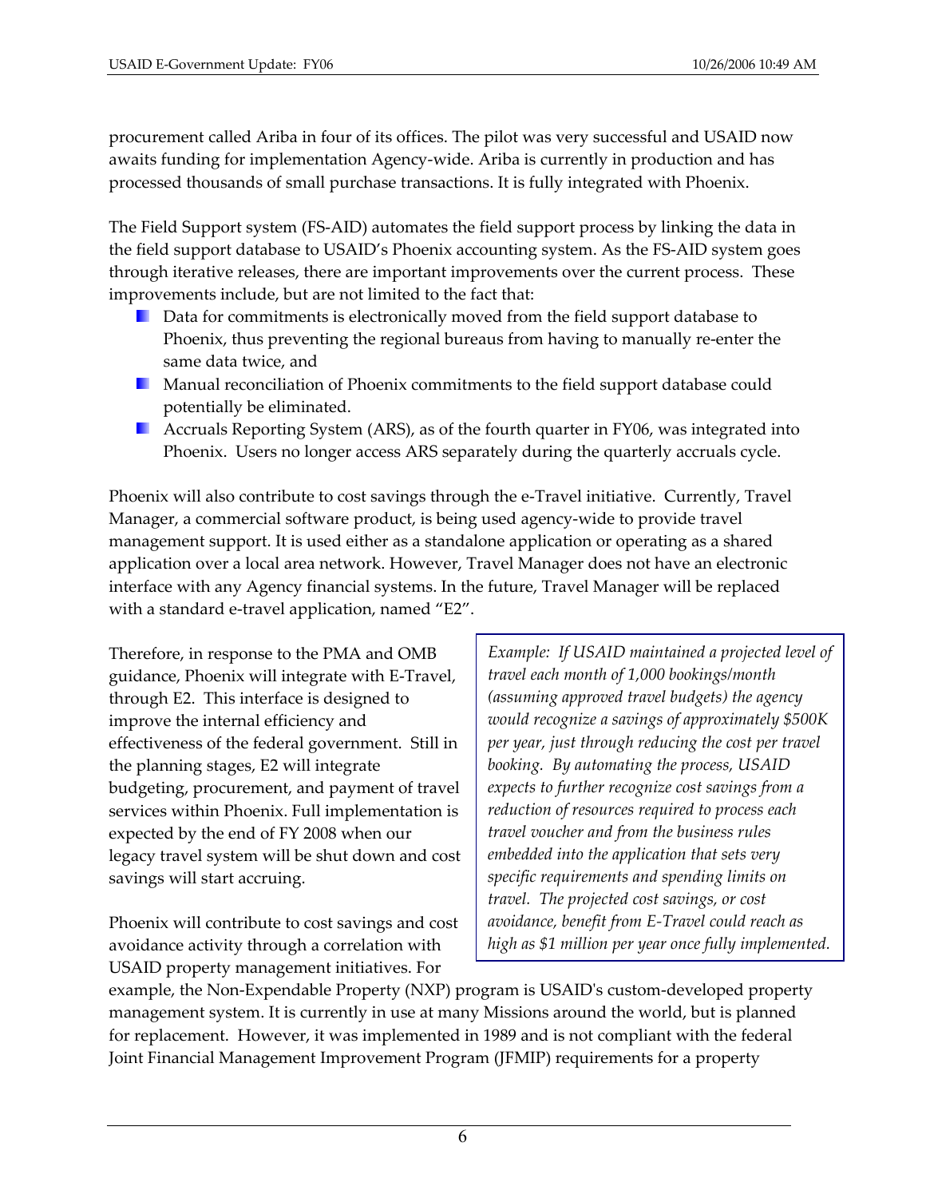procurement called Ariba in four of its offices. The pilot was very successful and USAID now awaits funding for implementation Agency-wide. Ariba is currently in production and has processed thousands of small purchase transactions. It is fully integrated with Phoenix.

The Field Support system (FS-AID) automates the field support process by linking the data in the field support database to USAID's Phoenix accounting system. As the FS-AID system goes through iterative releases, there are important improvements over the current process. These improvements include, but are not limited to the fact that:

- Data for commitments is electronically moved from the field support database to Phoenix, thus preventing the regional bureaus from having to manually re-enter the same data twice, and
- Manual reconciliation of Phoenix commitments to the field support database could potentially be eliminated.
- Accruals Reporting System (ARS), as of the fourth quarter in FY06, was integrated into Phoenix. Users no longer access ARS separately during the quarterly accruals cycle.

Phoenix will also contribute to cost savings through the e-Travel initiative. Currently, Travel Manager, a commercial software product, is being used agency-wide to provide travel management support. It is used either as a standalone application or operating as a shared application over a local area network. However, Travel Manager does not have an electronic interface with any Agency financial systems. In the future, Travel Manager will be replaced with a standard e-travel application, named "E2".

Therefore, in response to the PMA and OMB guidance, Phoenix will integrate with E-Travel, through E2. This interface is designed to improve the internal efficiency and effectiveness of the federal government. Still in the planning stages, E2 will integrate budgeting, procurement, and payment of travel services within Phoenix. Full implementation is expected by the end of FY 2008 when our legacy travel system will be shut down and cost savings will start accruing.

> *Example: If USAID maintained a projected level of travel each month of 1,000 bookings/month (assuming approved travel budgets) the agency would recognize a savings of approximately $500K per year, just through reducing the cost per travel booking. By automating the process, USAID expects to further recognize cost savings from a reduction of resources required to process each travel voucher and from the business rules embedded into the application that sets very specific requirements and spending limits on travel. The projected cost savings, or cost avoidance, benefit from E-Travel could reach as high as $1 million per year once fully implemented.*

Phoenix will contribute to cost savings and cost avoidance activity through a correlation with USAID property management initiatives. For example, the Non-Expendable Property (NXP) program is USAID's custom-developed property management system. It is currently in use at many Missions around the world, but is planned for replacement. However, it was implemented in 1989 and is not compliant with the federal Joint Financial Management Improvement Program (JFMIP) requirements for a property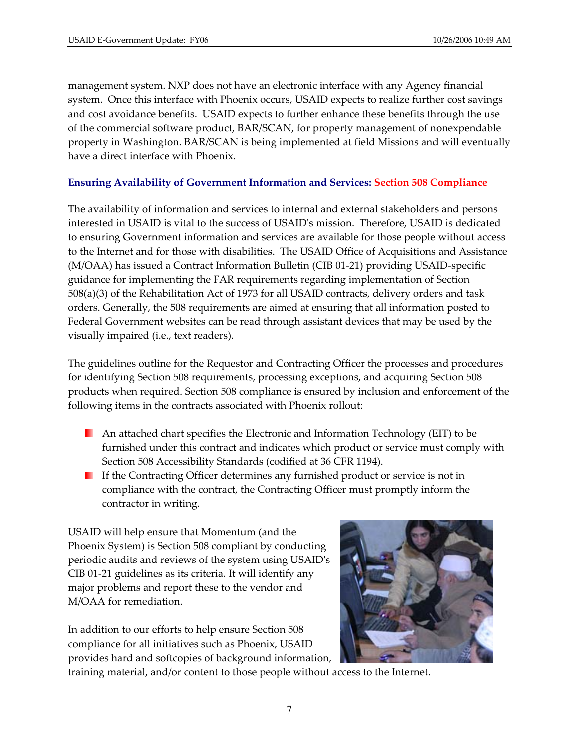management system. NXP does not have an electronic interface with any Agency financial system. Once this interface with Phoenix occurs, USAID expects to realize further cost savings and cost avoidance benefits. USAID expects to further enhance these benefits through the use of the commercial software product, BAR/SCAN, for property management of nonexpendable property in Washington. BAR/SCAN is being implemented at field Missions and will eventually have a direct interface with Phoenix.

### Ensuring Availability of Government Information and Services: Section 508 Compliance

The availability of information and services to internal and external stakeholders and persons interested in USAID is vital to the success of USAID's mission. Therefore, USAID is dedicated to ensuring Government information and services are available for those people without access to the Internet and for those with disabilities. The USAID Office of Acquisitions and Assistance (M/OAA) has issued a Contract Information Bulletin (CIB 01-21) providing USAID-specific guidance for implementing the FAR requirements regarding implementation of Section 508(a)(3) of the Rehabilitation Act of 1973 for all USAID contracts, delivery orders and task orders. Generally, the 508 requirements are aimed at ensuring that all information posted to Federal Government websites can be read through assistant devices that may be used by the visually impaired (i.e., text readers).

The guidelines outline for the Requestor and Contracting Officer the processes and procedures for identifying Section 508 requirements, processing exceptions, and acquiring Section 508 products when required. Section 508 compliance is ensured by inclusion and enforcement of the following items in the contracts associated with Phoenix rollout:

- An attached chart specifies the Electronic and Information Technology (EIT) to be furnished under this contract and indicates which product or service must comply with Section 508 Accessibility Standards (codified at 36 CFR 1194).
- If the Contracting Officer determines any furnished product or service is not in compliance with the contract, the Contracting Officer must promptly inform the contractor in writing.

USAID will help ensure that Momentum (and the Phoenix System) is Section 508 compliant by conducting periodic audits and reviews of the system using USAID's CIB 01-21 guidelines as its criteria. It will identify any major problems and report these to the vendor and M/OAA for remediation.

In addition to our efforts to help ensure Section 508 compliance for all initiatives such as Phoenix, USAID provides hard and softcopies of background information, training material, and/or content to those people without access to the Internet.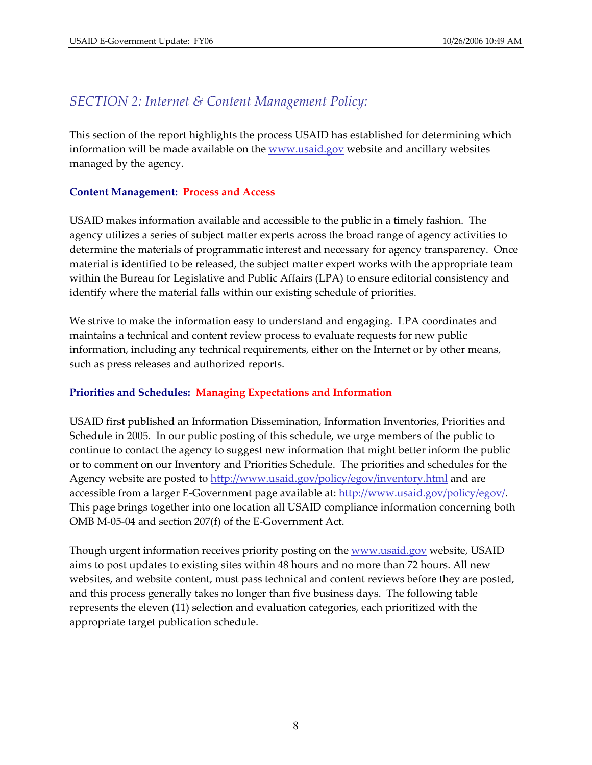## *SECTION 2: Internet & Content Management Policy:*

This section of the report highlights the process USAID has established for determining which information will be made available on the www.usaid.gov website and ancillary websites managed by the agency.

### Content Management: Process and Access

USAID makes information available and accessible to the public in a timely fashion. The agency utilizes a series of subject matter experts across the broad range of agency activities to determine the materials of programmatic interest and necessary for agency transparency. Once material is identified to be released, the subject matter expert works with the appropriate team within the Bureau for Legislative and Public Affairs (LPA) to ensure editorial consistency and identify where the material falls within our existing schedule of priorities.

We strive to make the information easy to understand and engaging. LPA coordinates and maintains a technical and content review process to evaluate requests for new public information, including any technical requirements, either on the Internet or by other means, such as press releases and authorized reports.

### Priorities and Schedules: Managing Expectations and Information

USAID first published an Information Dissemination, Information Inventories, Priorities and Schedule in 2005. In our public posting of this schedule, we urge members of the public to continue to contact the agency to suggest new information that might better inform the public or to comment on our Inventory and Priorities Schedule. The priorities and schedules for the Agency website are posted to http://www.usaid.gov/policy/egov/inventory.html and are accessible from a larger E-Government page available at: http://www.usaid.gov/policy/egov/. This page brings together into one location all USAID compliance information concerning both OMB M-05-04 and section 207(f) of the E-Government Act.

Though urgent information receives priority posting on the www.usaid.gov website, USAID aims to post updates to existing sites within 48 hours and no more than 72 hours. All new websites, and website content, must pass technical and content reviews before they are posted, and this process generally takes no longer than five business days. The following table represents the eleven (11) selection and evaluation categories, each prioritized with the appropriate target publication schedule.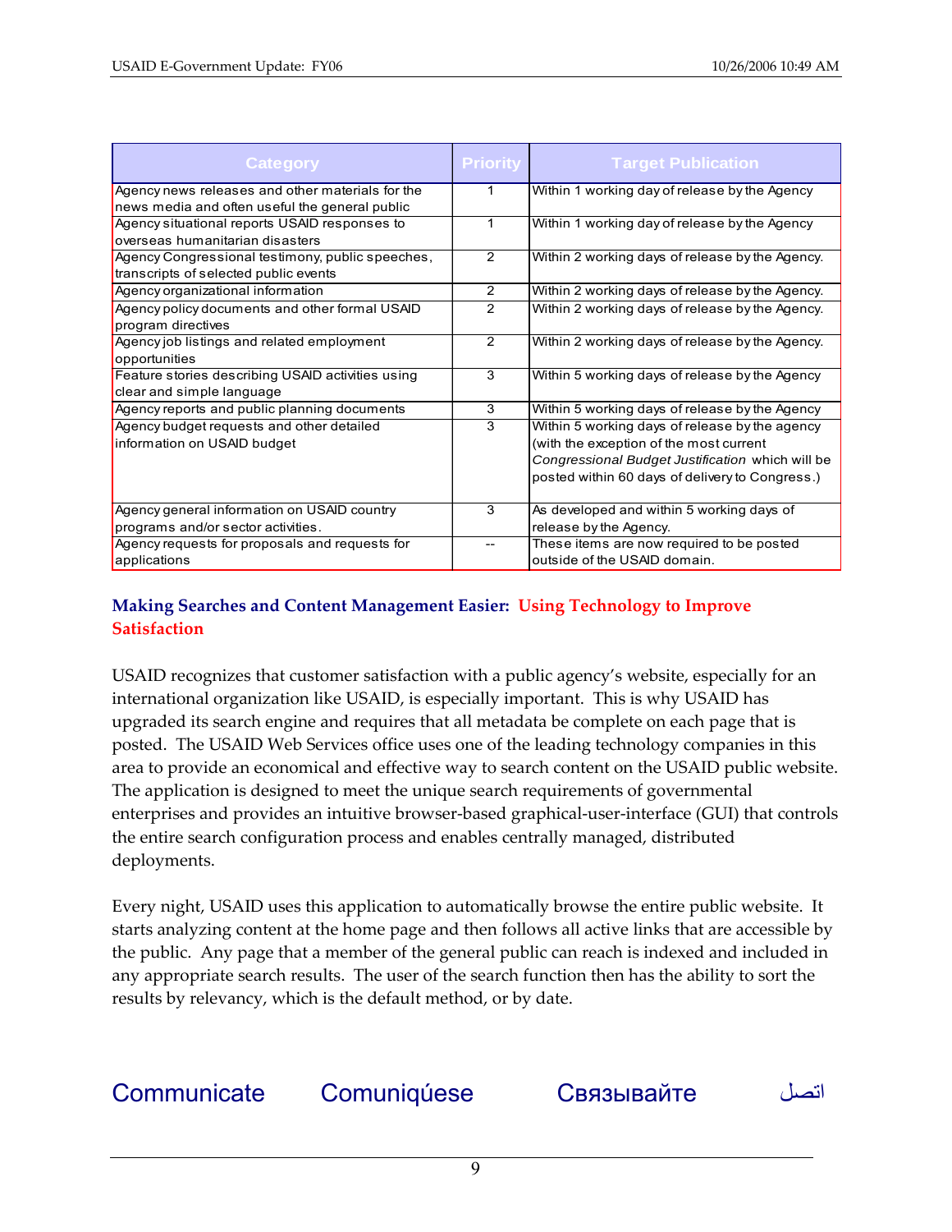| Category | Priority | Target Publication |
| --- | --- | --- |
| Agency news releases and other materials for the news media and often useful the general public | 1 | Within 1 working day of release by the Agency |
| Agency situational reports USAID responses to overseas humanitarian disasters | 1 | Within 1 working day of release by the Agency |
| Agency Congressional testimony, public speeches, transcripts of selected public events | 2 | Within 2 working days of release by the Agency. |
| Agency organizational information | 2 | Within 2 working days of release by the Agency. |
| Agency policy documents and other formal USAID program directives | 2 | Within 2 working days of release by the Agency. |
| Agency job listings and related employment opportunities | 2 | Within 2 working days of release by the Agency. |
| Feature stories describing USAID activities using clear and simple language | 3 | Within 5 working days of release by the Agency |
| Agency reports and public planning documents | 3 | Within 5 working days of release by the Agency |
| Agency budget requests and other detailed information on USAID budget | 3 | Within 5 working days of release by the agency (with the exception of the most current *Congressional Budget Justification* which will be posted within 60 days of delivery to Congress.) |
| Agency general information on USAID country programs and/or sector activities. | 3 | As developed and within 5 working days of release by the Agency. |
| Agency requests for proposals and requests for applications | -- | These items are now required to be posted outside of the USAID domain. |

## Making Searches and Content Management Easier: Using Technology to Improve Satisfaction

USAID recognizes that customer satisfaction with a public agency's website, especially for an international organization like USAID, is especially important. This is why USAID has upgraded its search engine and requires that all metadata be complete on each page that is posted. The USAID Web Services office uses one of the leading technology companies in this area to provide an economical and effective way to search content on the USAID public website. The application is designed to meet the unique search requirements of governmental enterprises and provides an intuitive browser-based graphical-user-interface (GUI) that controls the entire search configuration process and enables centrally managed, distributed deployments.

Every night, USAID uses this application to automatically browse the entire public website. It starts analyzing content at the home page and then follows all active links that are accessible by the public. Any page that a member of the general public can reach is indexed and included in any appropriate search results. The user of the search function then has the ability to sort the results by relevancy, which is the default method, or by date.

Communicate Comuniqúese Связывайте اتصل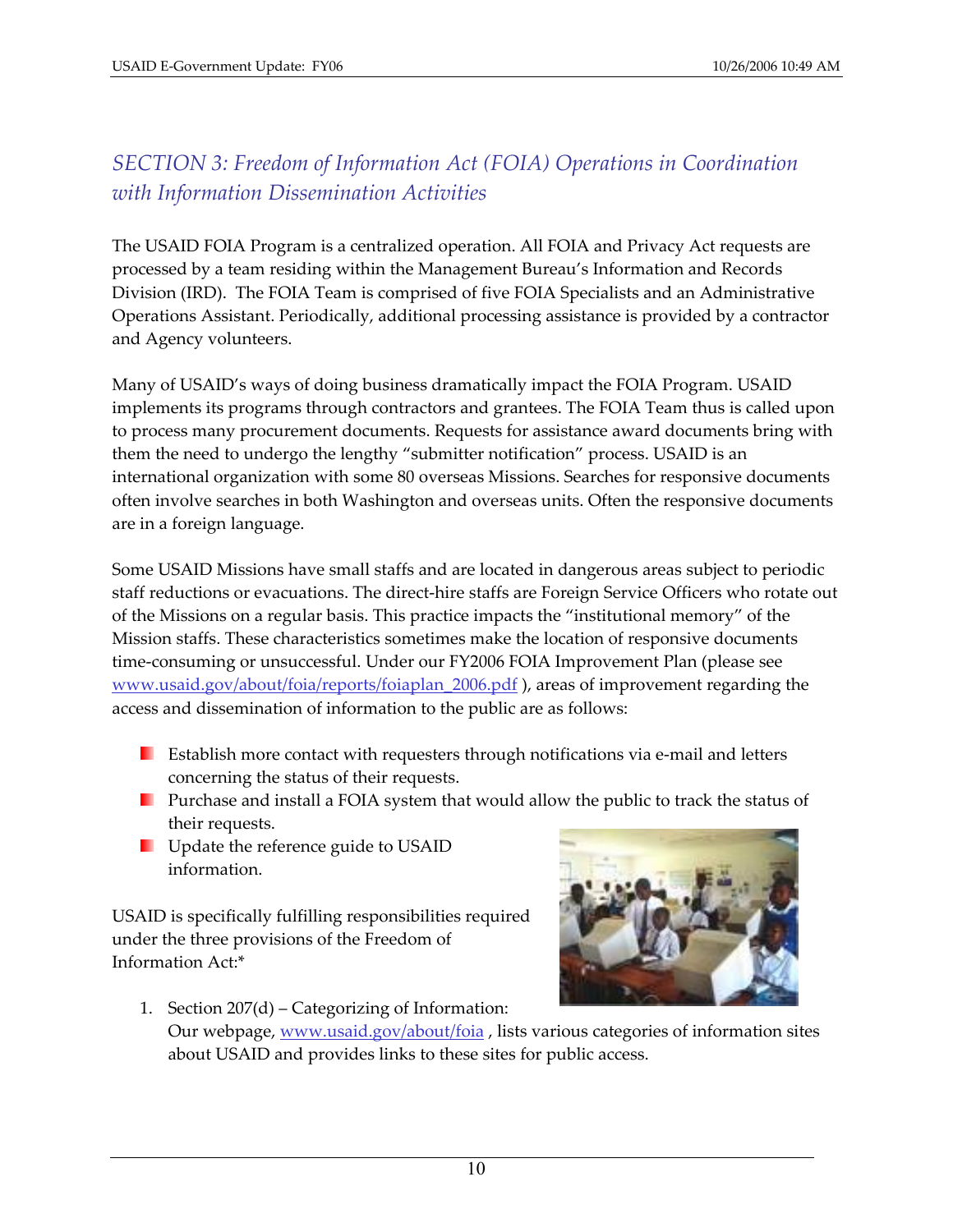## *SECTION 3: Freedom of Information Act (FOIA) Operations in Coordination with Information Dissemination Activities*

The USAID FOIA Program is a centralized operation. All FOIA and Privacy Act requests are processed by a team residing within the Management Bureau's Information and Records Division (IRD). The FOIA Team is comprised of five FOIA Specialists and an Administrative Operations Assistant. Periodically, additional processing assistance is provided by a contractor and Agency volunteers.

Many of USAID's ways of doing business dramatically impact the FOIA Program. USAID implements its programs through contractors and grantees. The FOIA Team thus is called upon to process many procurement documents. Requests for assistance award documents bring with them the need to undergo the lengthy "submitter notification" process. USAID is an international organization with some 80 overseas Missions. Searches for responsive documents often involve searches in both Washington and overseas units. Often the responsive documents are in a foreign language.

Some USAID Missions have small staffs and are located in dangerous areas subject to periodic staff reductions or evacuations. The direct-hire staffs are Foreign Service Officers who rotate out of the Missions on a regular basis. This practice impacts the "institutional memory" of the Mission staffs. These characteristics sometimes make the location of responsive documents time-consuming or unsuccessful. Under our FY2006 FOIA Improvement Plan (please see www.usaid.gov/about/foia/reports/foiaplan_2006.pdf ), areas of improvement regarding the access and dissemination of information to the public are as follows:

- Establish more contact with requesters through notifications via e-mail and letters concerning the status of their requests.
- Purchase and install a FOIA system that would allow the public to track the status of their requests.
- Update the reference guide to USAID information.

USAID is specifically fulfilling responsibilities required under the three provisions of the Freedom of Information Act:*

1. Section 207(d) – Categorizing of Information:
   Our webpage, www.usaid.gov/about/foia , lists various categories of information sites about USAID and provides links to these sites for public access.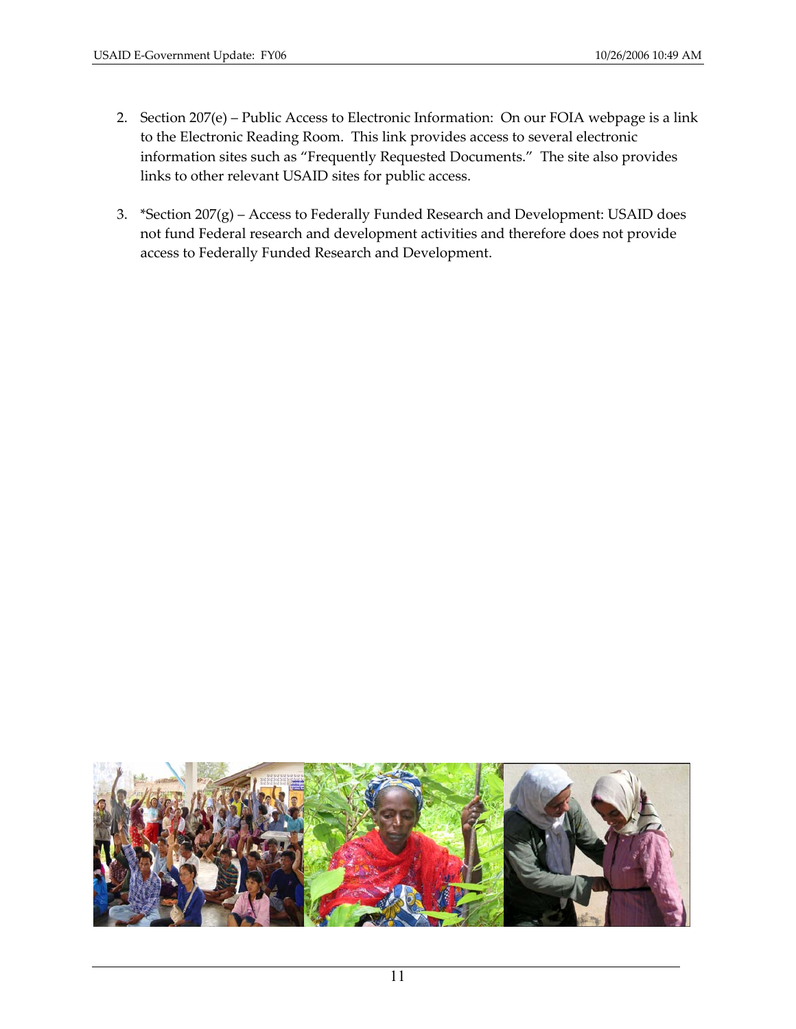2. Section 207(e) – Public Access to Electronic Information: On our FOIA webpage is a link to the Electronic Reading Room. This link provides access to several electronic information sites such as "Frequently Requested Documents." The site also provides links to other relevant USAID sites for public access.

3. *Section 207(g) – Access to Federally Funded Research and Development: USAID does not fund Federal research and development activities and therefore does not provide access to Federally Funded Research and Development.